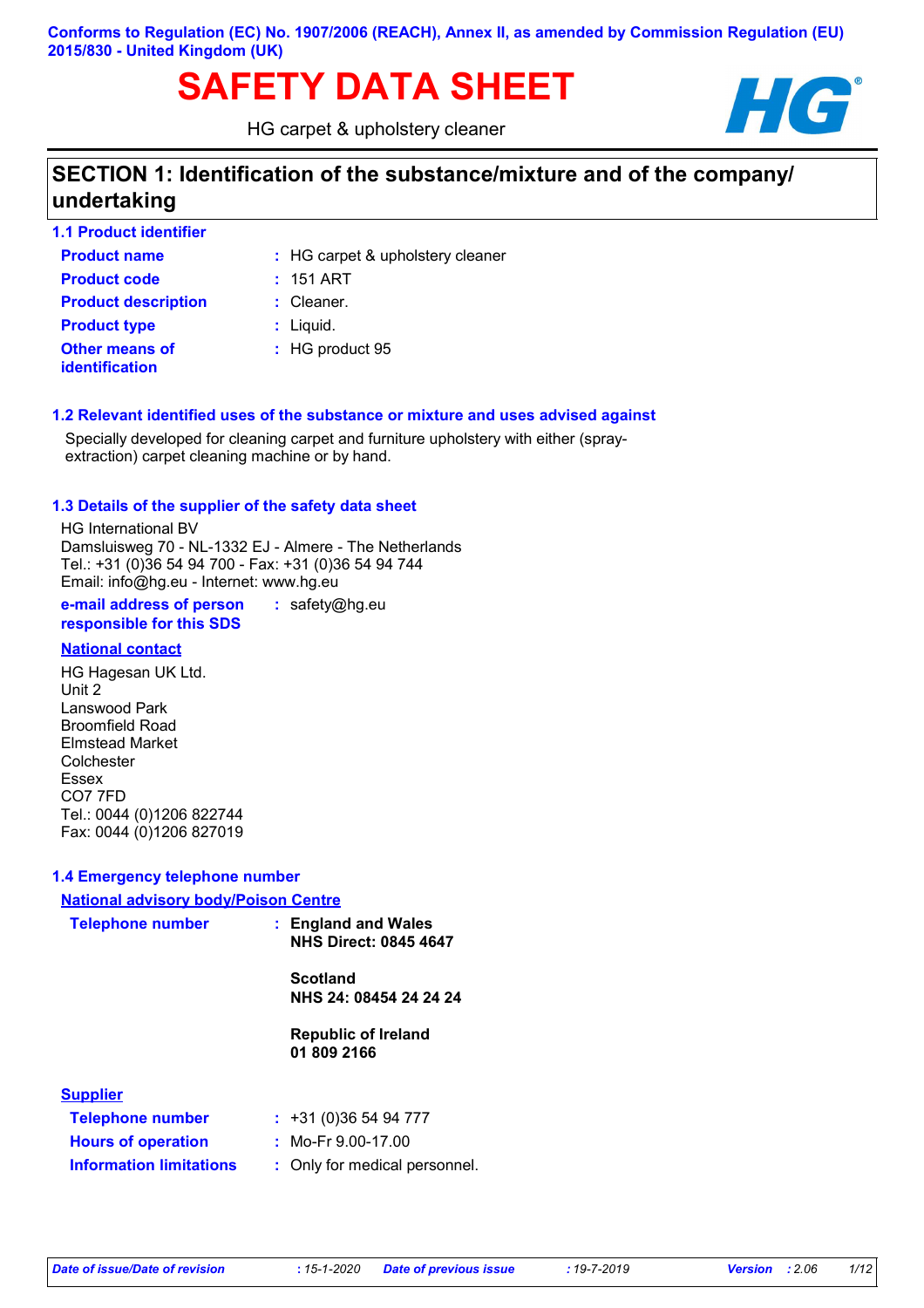Conforms to Regulation (EC) No. 1907/2006 (REACH), Annex II, as amended by Commission Regulation (EU) 2015/830 - United Kingdom (UK)

# SAFETY DATA SHEET

HG carpet & upholstery cleaner

## SECTION 1: Identification of the substance/mixture and of the company/ undertaking

### 1.1 Product identifier

| | |
|---|---|
| **Product name** | : HG carpet & upholstery cleaner |
| **Product code** | : 151 ART |
| **Product description** | : Cleaner. |
| **Product type** | : Liquid. |
| **Other means of identification** | : HG product 95 |

### 1.2 Relevant identified uses of the substance or mixture and uses advised against

Specially developed for cleaning carpet and furniture upholstery with either (spray-extraction) carpet cleaning machine or by hand.

### 1.3 Details of the supplier of the safety data sheet

HG International BV
Damsluisweg 70 - NL-1332 EJ - Almere - The Netherlands
Tel.: +31 (0)36 54 94 700 - Fax: +31 (0)36 54 94 744
Email: info@hg.eu - Internet: www.hg.eu

**e-mail address of person responsible for this SDS** : safety@hg.eu

**National contact**

HG Hagesan UK Ltd.
Unit 2
Lanswood Park
Broomfield Road
Elmstead Market
Colchester
Essex
CO7 7FD
Tel.: 0044 (0)1206 822744
Fax: 0044 (0)1206 827019

### 1.4 Emergency telephone number

**National advisory body/Poison Centre**

**Telephone number** :
**England and Wales**
**NHS Direct: 0845 4647**

**Scotland**
**NHS 24: 08454 24 24 24**

**Republic of Ireland**
**01 809 2166**

**Supplier**

| | |
|---|---|
| **Telephone number** | : +31 (0)36 54 94 777 |
| **Hours of operation** | : Mo-Fr 9.00-17.00 |
| **Information limitations** | : Only for medical personnel. |

*Date of issue/Date of revision* : 15-1-2020 *Date of previous issue* : 19-7-2019 *Version* : 2.06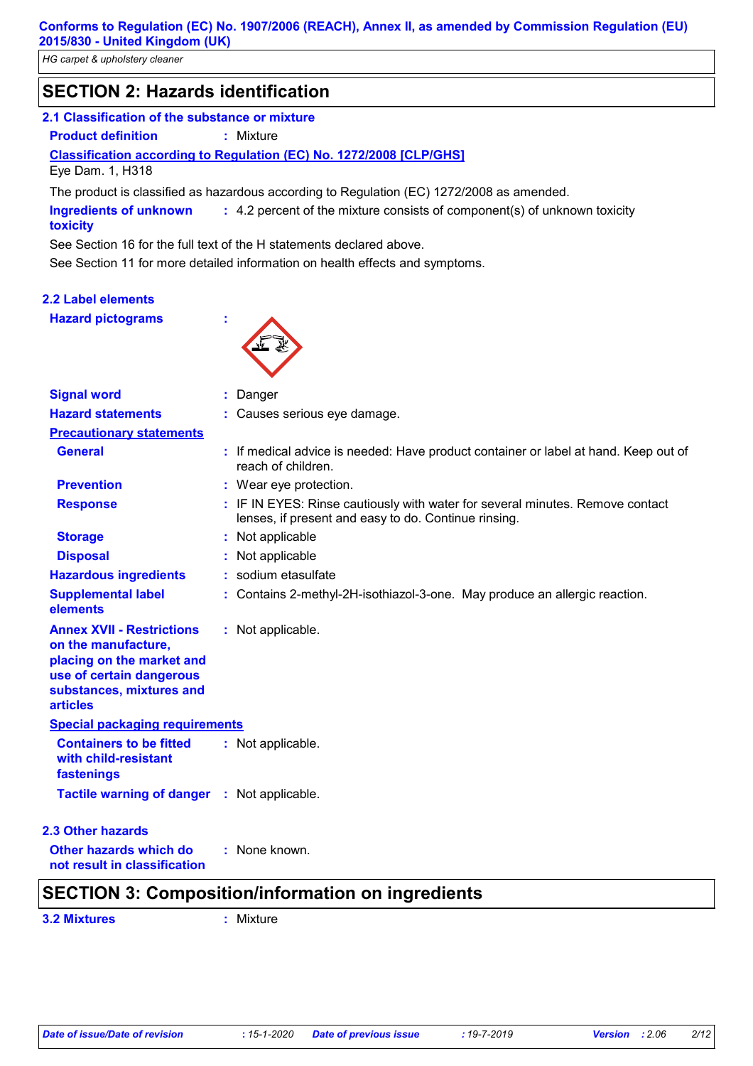## SECTION 2: Hazards identification

### 2.1 Classification of the substance or mixture

**Product definition** : Mixture

**Classification according to Regulation (EC) No. 1272/2008 [CLP/GHS]**

Eye Dam. 1, H318

The product is classified as hazardous according to Regulation (EC) 1272/2008 as amended.

**Ingredients of unknown toxicity** : 4.2 percent of the mixture consists of component(s) of unknown toxicity

See Section 16 for the full text of the H statements declared above.

See Section 11 for more detailed information on health effects and symptoms.

### 2.2 Label elements

**Hazard pictograms** :

**Signal word** : Danger

**Hazard statements** : Causes serious eye damage.

**Precautionary statements**

**General** : If medical advice is needed: Have product container or label at hand. Keep out of reach of children.

**Prevention** : Wear eye protection.

**Response** : IF IN EYES: Rinse cautiously with water for several minutes. Remove contact lenses, if present and easy to do. Continue rinsing.

**Storage** : Not applicable

**Disposal** : Not applicable

**Hazardous ingredients** : sodium etasulfate

**Supplemental label elements** : Contains 2-methyl-2H-isothiazol-3-one. May produce an allergic reaction.

**Annex XVII - Restrictions on the manufacture, placing on the market and use of certain dangerous substances, mixtures and articles** : Not applicable.

**Special packaging requirements**

**Containers to be fitted with child-resistant fastenings** : Not applicable.

**Tactile warning of danger** : Not applicable.

### 2.3 Other hazards

**Other hazards which do not result in classification** : None known.

## SECTION 3: Composition/information on ingredients

**3.2 Mixtures** : Mixture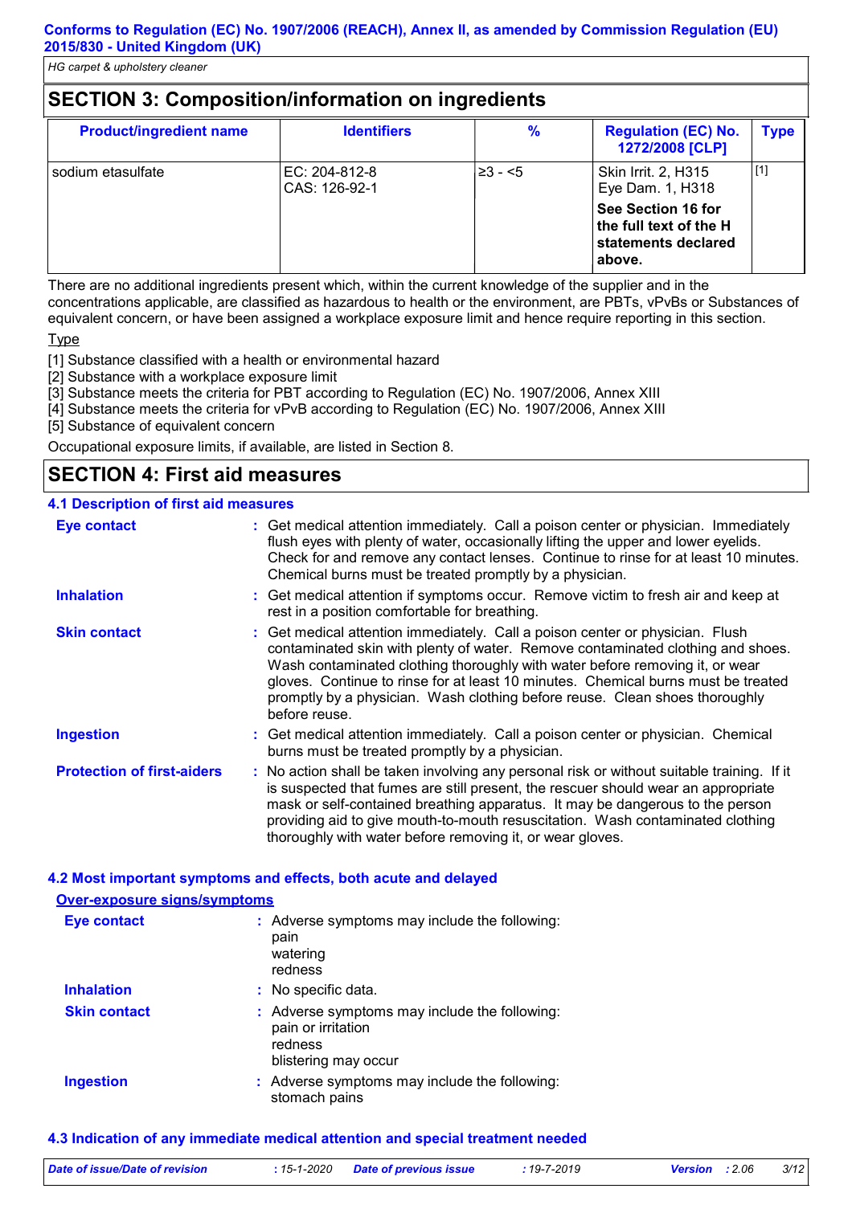## SECTION 3: Composition/information on ingredients

| Product/ingredient name | Identifiers | % | Regulation (EC) No. 1272/2008 [CLP] | Type |
|---|---|---|---|---|
| sodium etasulfate | EC: 204-812-8<br>CAS: 126-92-1 | ≥3 - <5 | Skin Irrit. 2, H315<br>Eye Dam. 1, H318<br>**See Section 16 for the full text of the H statements declared above.** | [1] |

There are no additional ingredients present which, within the current knowledge of the supplier and in the concentrations applicable, are classified as hazardous to health or the environment, are PBTs, vPvBs or Substances of equivalent concern, or have been assigned a workplace exposure limit and hence require reporting in this section.

Type

[1] Substance classified with a health or environmental hazard
[2] Substance with a workplace exposure limit
[3] Substance meets the criteria for PBT according to Regulation (EC) No. 1907/2006, Annex XIII
[4] Substance meets the criteria for vPvB according to Regulation (EC) No. 1907/2006, Annex XIII
[5] Substance of equivalent concern

Occupational exposure limits, if available, are listed in Section 8.

## SECTION 4: First aid measures

### 4.1 Description of first aid measures

**Eye contact** : Get medical attention immediately. Call a poison center or physician. Immediately flush eyes with plenty of water, occasionally lifting the upper and lower eyelids. Check for and remove any contact lenses. Continue to rinse for at least 10 minutes. Chemical burns must be treated promptly by a physician.

**Inhalation** : Get medical attention if symptoms occur. Remove victim to fresh air and keep at rest in a position comfortable for breathing.

**Skin contact** : Get medical attention immediately. Call a poison center or physician. Flush contaminated skin with plenty of water. Remove contaminated clothing and shoes. Wash contaminated clothing thoroughly with water before removing it, or wear gloves. Continue to rinse for at least 10 minutes. Chemical burns must be treated promptly by a physician. Wash clothing before reuse. Clean shoes thoroughly before reuse.

**Ingestion** : Get medical attention immediately. Call a poison center or physician. Chemical burns must be treated promptly by a physician.

**Protection of first-aiders** : No action shall be taken involving any personal risk or without suitable training. If it is suspected that fumes are still present, the rescuer should wear an appropriate mask or self-contained breathing apparatus. It may be dangerous to the person providing aid to give mouth-to-mouth resuscitation. Wash contaminated clothing thoroughly with water before removing it, or wear gloves.

### 4.2 Most important symptoms and effects, both acute and delayed

**Over-exposure signs/symptoms**

**Eye contact** : Adverse symptoms may include the following:
pain
watering
redness

**Inhalation** : No specific data.

**Skin contact** : Adverse symptoms may include the following:
pain or irritation
redness
blistering may occur

**Ingestion** : Adverse symptoms may include the following:
stomach pains

### 4.3 Indication of any immediate medical attention and special treatment needed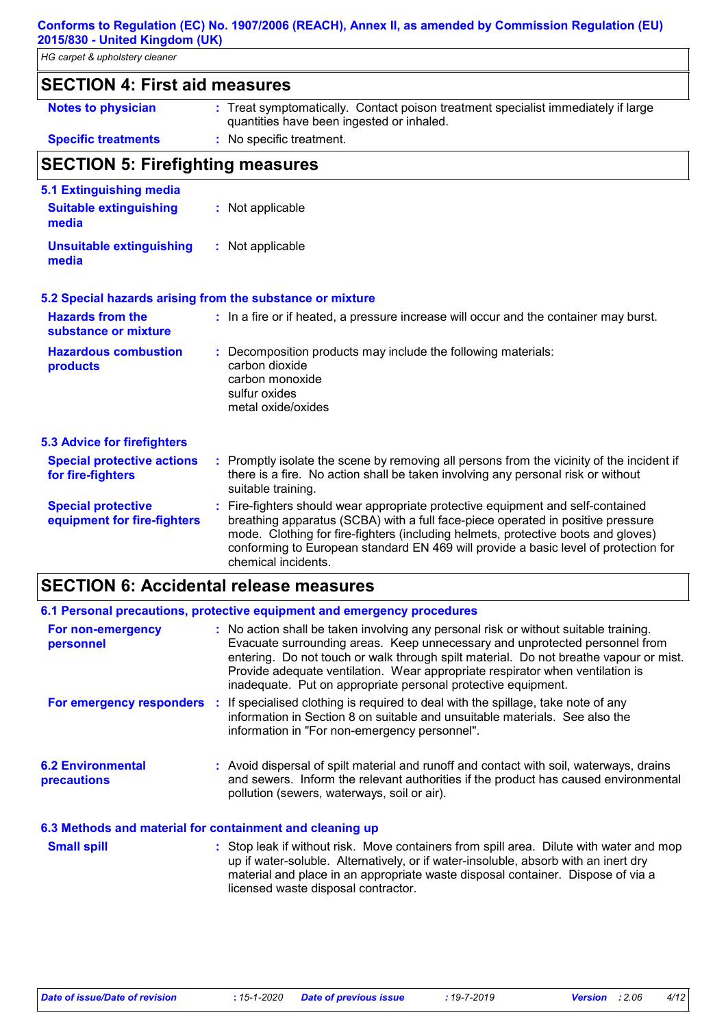## SECTION 4: First aid measures

**Notes to physician** : Treat symptomatically. Contact poison treatment specialist immediately if large quantities have been ingested or inhaled.

**Specific treatments** : No specific treatment.

## SECTION 5: Firefighting measures

### 5.1 Extinguishing media

**Suitable extinguishing media** : Not applicable

**Unsuitable extinguishing media** : Not applicable

### 5.2 Special hazards arising from the substance or mixture

**Hazards from the substance or mixture** : In a fire or if heated, a pressure increase will occur and the container may burst.

**Hazardous combustion products** : Decomposition products may include the following materials:
carbon dioxide
carbon monoxide
sulfur oxides
metal oxide/oxides

### 5.3 Advice for firefighters

**Special protective actions for fire-fighters** : Promptly isolate the scene by removing all persons from the vicinity of the incident if there is a fire. No action shall be taken involving any personal risk or without suitable training.

**Special protective equipment for fire-fighters** : Fire-fighters should wear appropriate protective equipment and self-contained breathing apparatus (SCBA) with a full face-piece operated in positive pressure mode. Clothing for fire-fighters (including helmets, protective boots and gloves) conforming to European standard EN 469 will provide a basic level of protection for chemical incidents.

## SECTION 6: Accidental release measures

### 6.1 Personal precautions, protective equipment and emergency procedures

**For non-emergency personnel** : No action shall be taken involving any personal risk or without suitable training. Evacuate surrounding areas. Keep unnecessary and unprotected personnel from entering. Do not touch or walk through spilt material. Do not breathe vapour or mist. Provide adequate ventilation. Wear appropriate respirator when ventilation is inadequate. Put on appropriate personal protective equipment.

**For emergency responders** : If specialised clothing is required to deal with the spillage, take note of any information in Section 8 on suitable and unsuitable materials. See also the information in "For non-emergency personnel".

### 6.2 Environmental precautions

: Avoid dispersal of spilt material and runoff and contact with soil, waterways, drains and sewers. Inform the relevant authorities if the product has caused environmental pollution (sewers, waterways, soil or air).

### 6.3 Methods and material for containment and cleaning up

**Small spill** : Stop leak if without risk. Move containers from spill area. Dilute with water and mop up if water-soluble. Alternatively, or if water-insoluble, absorb with an inert dry material and place in an appropriate waste disposal container. Dispose of via a licensed waste disposal contractor.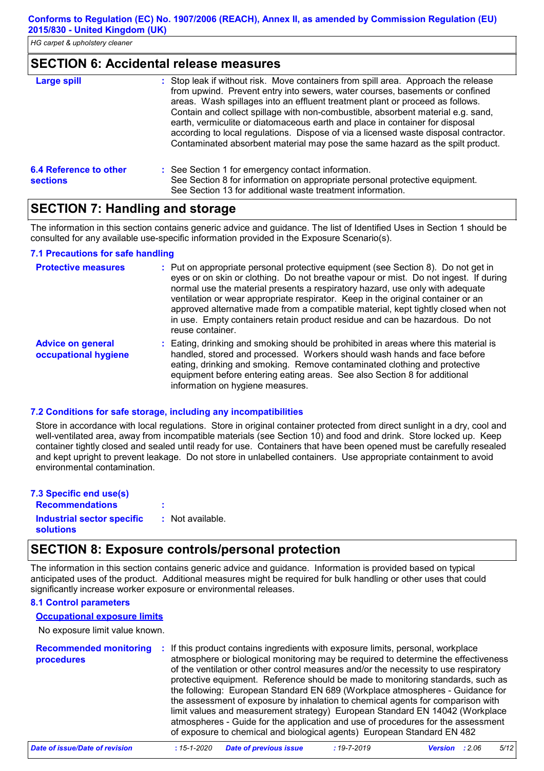## SECTION 6: Accidental release measures

**Large spill** : Stop leak if without risk. Move containers from spill area. Approach the release from upwind. Prevent entry into sewers, water courses, basements or confined areas. Wash spillages into an effluent treatment plant or proceed as follows. Contain and collect spillage with non-combustible, absorbent material e.g. sand, earth, vermiculite or diatomaceous earth and place in container for disposal according to local regulations. Dispose of via a licensed waste disposal contractor. Contaminated absorbent material may pose the same hazard as the spilt product.

**6.4 Reference to other sections** : See Section 1 for emergency contact information.
See Section 8 for information on appropriate personal protective equipment.
See Section 13 for additional waste treatment information.

## SECTION 7: Handling and storage

The information in this section contains generic advice and guidance. The list of Identified Uses in Section 1 should be consulted for any available use-specific information provided in the Exposure Scenario(s).

### 7.1 Precautions for safe handling

**Protective measures** : Put on appropriate personal protective equipment (see Section 8). Do not get in eyes or on skin or clothing. Do not breathe vapour or mist. Do not ingest. If during normal use the material presents a respiratory hazard, use only with adequate ventilation or wear appropriate respirator. Keep in the original container or an approved alternative made from a compatible material, kept tightly closed when not in use. Empty containers retain product residue and can be hazardous. Do not reuse container.

**Advice on general occupational hygiene** : Eating, drinking and smoking should be prohibited in areas where this material is handled, stored and processed. Workers should wash hands and face before eating, drinking and smoking. Remove contaminated clothing and protective equipment before entering eating areas. See also Section 8 for additional information on hygiene measures.

### 7.2 Conditions for safe storage, including any incompatibilities

Store in accordance with local regulations. Store in original container protected from direct sunlight in a dry, cool and well-ventilated area, away from incompatible materials (see Section 10) and food and drink. Store locked up. Keep container tightly closed and sealed until ready for use. Containers that have been opened must be carefully resealed and kept upright to prevent leakage. Do not store in unlabelled containers. Use appropriate containment to avoid environmental contamination.

### 7.3 Specific end use(s)

**Recommendations** :

**Industrial sector specific solutions** : Not available.

## SECTION 8: Exposure controls/personal protection

The information in this section contains generic advice and guidance. Information is provided based on typical anticipated uses of the product. Additional measures might be required for bulk handling or other uses that could significantly increase worker exposure or environmental releases.

### 8.1 Control parameters

**Occupational exposure limits**

No exposure limit value known.

**Recommended monitoring procedures** : If this product contains ingredients with exposure limits, personal, workplace atmosphere or biological monitoring may be required to determine the effectiveness of the ventilation or other control measures and/or the necessity to use respiratory protective equipment. Reference should be made to monitoring standards, such as the following: European Standard EN 689 (Workplace atmospheres - Guidance for the assessment of exposure by inhalation to chemical agents for comparison with limit values and measurement strategy) European Standard EN 14042 (Workplace atmospheres - Guide for the application and use of procedures for the assessment of exposure to chemical and biological agents) European Standard EN 482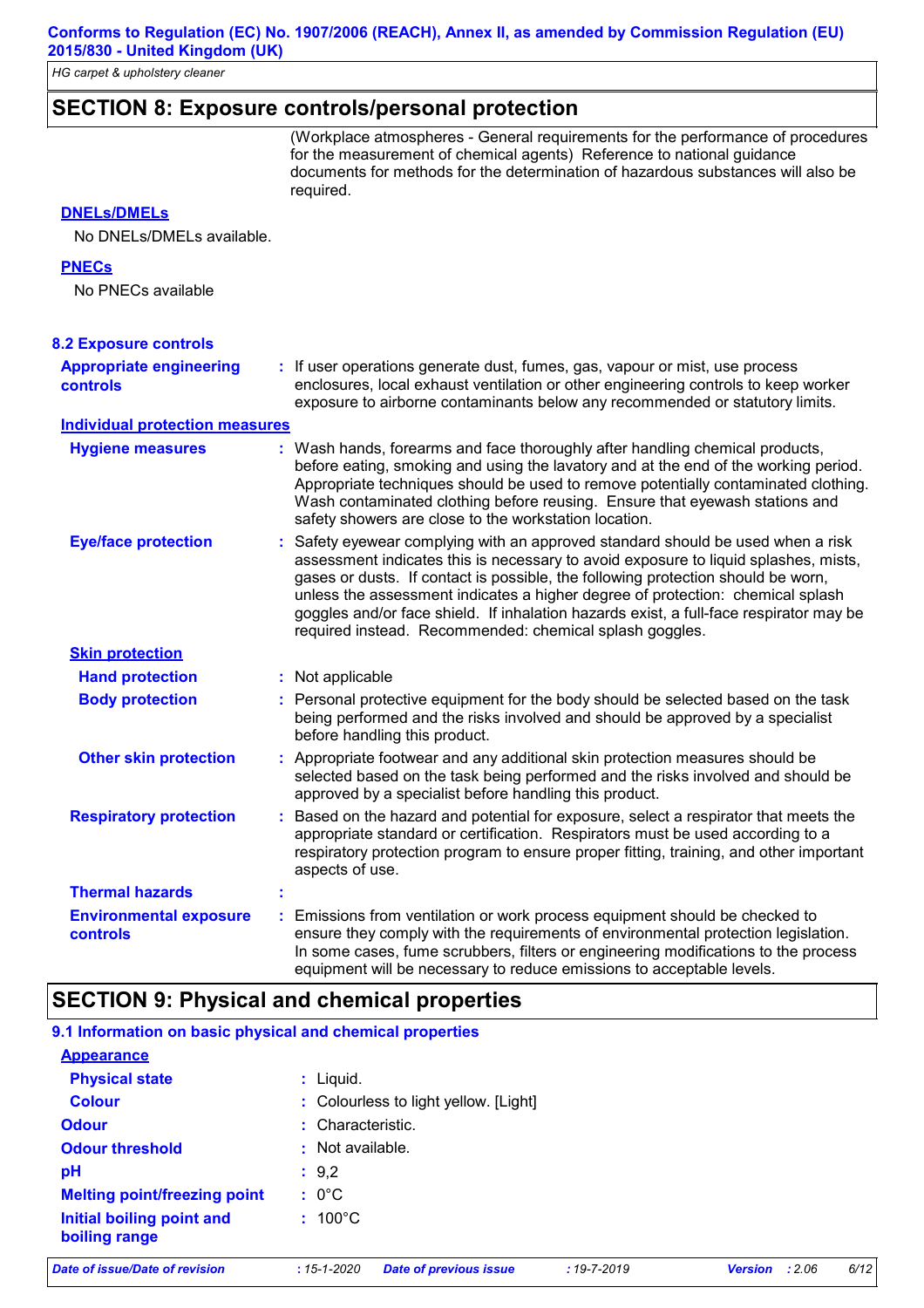## SECTION 8: Exposure controls/personal protection

(Workplace atmospheres - General requirements for the performance of procedures for the measurement of chemical agents) Reference to national guidance documents for methods for the determination of hazardous substances will also be required.

**DNELs/DMELs**

No DNELs/DMELs available.

**PNECs**

No PNECs available

### 8.2 Exposure controls

**Appropriate engineering controls** : If user operations generate dust, fumes, gas, vapour or mist, use process enclosures, local exhaust ventilation or other engineering controls to keep worker exposure to airborne contaminants below any recommended or statutory limits.

**Individual protection measures**

**Hygiene measures** : Wash hands, forearms and face thoroughly after handling chemical products, before eating, smoking and using the lavatory and at the end of the working period. Appropriate techniques should be used to remove potentially contaminated clothing. Wash contaminated clothing before reusing. Ensure that eyewash stations and safety showers are close to the workstation location.

**Eye/face protection** : Safety eyewear complying with an approved standard should be used when a risk assessment indicates this is necessary to avoid exposure to liquid splashes, mists, gases or dusts. If contact is possible, the following protection should be worn, unless the assessment indicates a higher degree of protection: chemical splash goggles and/or face shield. If inhalation hazards exist, a full-face respirator may be required instead. Recommended: chemical splash goggles.

**Skin protection**

**Hand protection** : Not applicable

**Body protection** : Personal protective equipment for the body should be selected based on the task being performed and the risks involved and should be approved by a specialist before handling this product.

**Other skin protection** : Appropriate footwear and any additional skin protection measures should be selected based on the task being performed and the risks involved and should be approved by a specialist before handling this product.

**Respiratory protection** : Based on the hazard and potential for exposure, select a respirator that meets the appropriate standard or certification. Respirators must be used according to a respiratory protection program to ensure proper fitting, training, and other important aspects of use.

**Thermal hazards** :

**Environmental exposure controls** : Emissions from ventilation or work process equipment should be checked to ensure they comply with the requirements of environmental protection legislation. In some cases, fume scrubbers, filters or engineering modifications to the process equipment will be necessary to reduce emissions to acceptable levels.

## SECTION 9: Physical and chemical properties

### 9.1 Information on basic physical and chemical properties

**Appearance**

**Physical state** : Liquid.

**Colour** : Colourless to light yellow. [Light]

**Odour** : Characteristic.

**Odour threshold** : Not available.

**pH** : 9,2

**Melting point/freezing point** : 0°C

**Initial boiling point and boiling range** : 100°C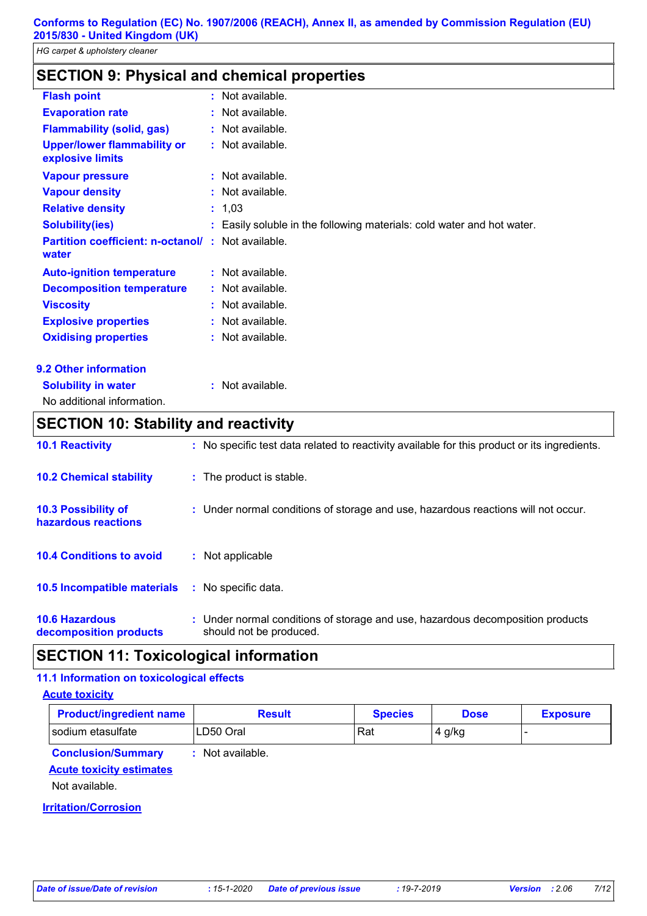## SECTION 9: Physical and chemical properties

| | | |
|---|---|---|
| **Flash point** | : | Not available. |
| **Evaporation rate** | : | Not available. |
| **Flammability (solid, gas)** | : | Not available. |
| **Upper/lower flammability or explosive limits** | : | Not available. |
| **Vapour pressure** | : | Not available. |
| **Vapour density** | : | Not available. |
| **Relative density** | : | 1,03 |
| **Solubility(ies)** | : | Easily soluble in the following materials: cold water and hot water. |
| **Partition coefficient: n-octanol/ water** | : | Not available. |
| **Auto-ignition temperature** | : | Not available. |
| **Decomposition temperature** | : | Not available. |
| **Viscosity** | : | Not available. |
| **Explosive properties** | : | Not available. |
| **Oxidising properties** | : | Not available. |

### 9.2 Other information

**Solubility in water** : Not available.

No additional information.

## SECTION 10: Stability and reactivity

| | | |
|---|---|---|
| **10.1 Reactivity** | : | No specific test data related to reactivity available for this product or its ingredients. |
| **10.2 Chemical stability** | : | The product is stable. |
| **10.3 Possibility of hazardous reactions** | : | Under normal conditions of storage and use, hazardous reactions will not occur. |
| **10.4 Conditions to avoid** | : | Not applicable |
| **10.5 Incompatible materials** | : | No specific data. |
| **10.6 Hazardous decomposition products** | : | Under normal conditions of storage and use, hazardous decomposition products should not be produced. |

## SECTION 11: Toxicological information

### 11.1 Information on toxicological effects

**Acute toxicity**

| Product/ingredient name | Result | Species | Dose | Exposure |
|---|---|---|---|---|
| sodium etasulfate | LD50 Oral | Rat | 4 g/kg | - |

**Conclusion/Summary** : Not available.

**Acute toxicity estimates**

Not available.

**Irritation/Corrosion**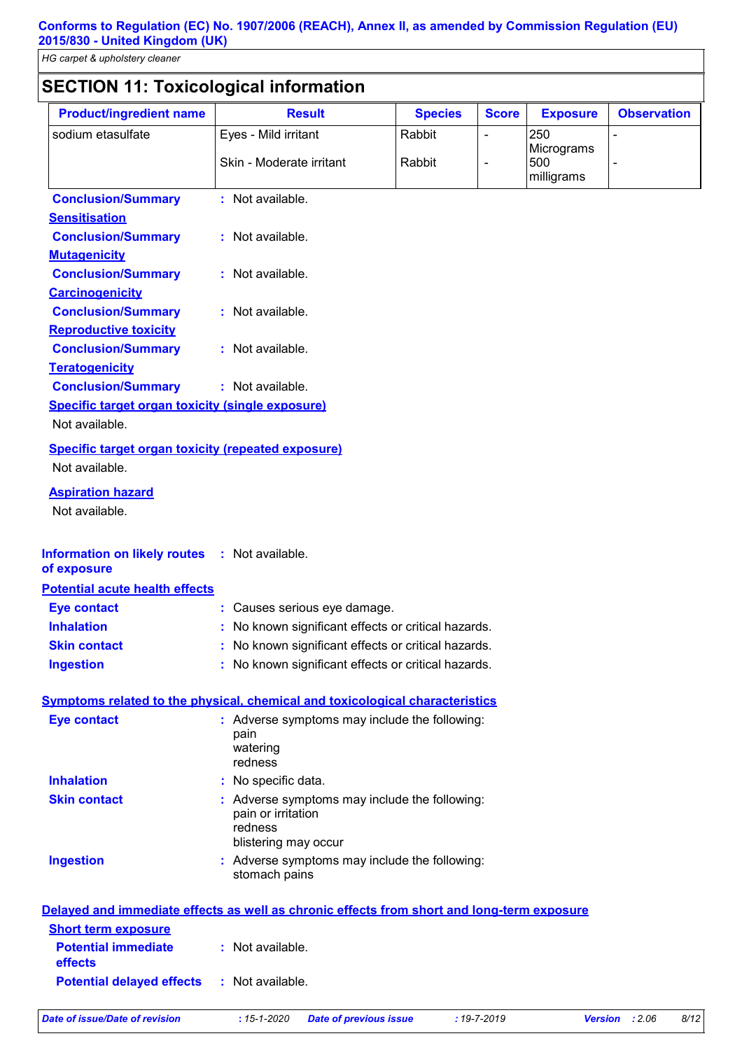## SECTION 11: Toxicological information

| Product/ingredient name | Result | Species | Score | Exposure | Observation |
|---|---|---|---|---|---|
| sodium etasulfate | Eyes - Mild irritant | Rabbit | - | 250 Micrograms | - |
| | Skin - Moderate irritant | Rabbit | - | 500 milligrams | - |

**Conclusion/Summary** : Not available.

**Sensitisation**

**Conclusion/Summary** : Not available.

**Mutagenicity**

**Conclusion/Summary** : Not available.

**Carcinogenicity**

**Conclusion/Summary** : Not available.

**Reproductive toxicity**

**Conclusion/Summary** : Not available.

**Teratogenicity**

**Conclusion/Summary** : Not available.

**Specific target organ toxicity (single exposure)**

Not available.

**Specific target organ toxicity (repeated exposure)**

Not available.

**Aspiration hazard**

Not available.

**Information on likely routes of exposure** : Not available.

**Potential acute health effects**

**Eye contact** : Causes serious eye damage.

**Inhalation** : No known significant effects or critical hazards.

**Skin contact** : No known significant effects or critical hazards.

**Ingestion** : No known significant effects or critical hazards.

**Symptoms related to the physical, chemical and toxicological characteristics**

**Eye contact** : Adverse symptoms may include the following:
pain
watering
redness

**Inhalation** : No specific data.

**Skin contact** : Adverse symptoms may include the following:
pain or irritation
redness
blistering may occur

**Ingestion** : Adverse symptoms may include the following:
stomach pains

**Delayed and immediate effects as well as chronic effects from short and long-term exposure**

**Short term exposure**

**Potential immediate effects** : Not available.

**Potential delayed effects** : Not available.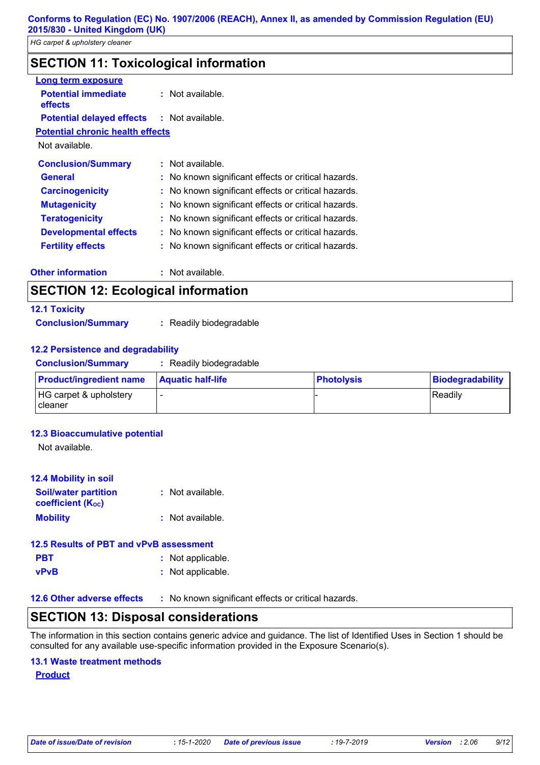## SECTION 11: Toxicological information

**Long term exposure**

**Potential immediate effects** : Not available.

**Potential delayed effects** : Not available.

**Potential chronic health effects**

Not available.

**Conclusion/Summary** : Not available.

**General** : No known significant effects or critical hazards.

**Carcinogenicity** : No known significant effects or critical hazards.

**Mutagenicity** : No known significant effects or critical hazards.

**Teratogenicity** : No known significant effects or critical hazards.

**Developmental effects** : No known significant effects or critical hazards.

**Fertility effects** : No known significant effects or critical hazards.

**Other information** : Not available.

## SECTION 12: Ecological information

### 12.1 Toxicity

**Conclusion/Summary** : Readily biodegradable

### 12.2 Persistence and degradability

**Conclusion/Summary** : Readily biodegradable

| Product/ingredient name | Aquatic half-life | Photolysis | Biodegradability |
|---|---|---|---|
| HG carpet & upholstery cleaner | - | - | Readily |

### 12.3 Bioaccumulative potential

Not available.

### 12.4 Mobility in soil

**Soil/water partition coefficient ($K_{OC}$)** : Not available.

**Mobility** : Not available.

### 12.5 Results of PBT and vPvB assessment

**PBT** : Not applicable.

**vPvB** : Not applicable.

### 12.6 Other adverse effects : No known significant effects or critical hazards.

## SECTION 13: Disposal considerations

The information in this section contains generic advice and guidance. The list of Identified Uses in Section 1 should be consulted for any available use-specific information provided in the Exposure Scenario(s).

### 13.1 Waste treatment methods

**Product**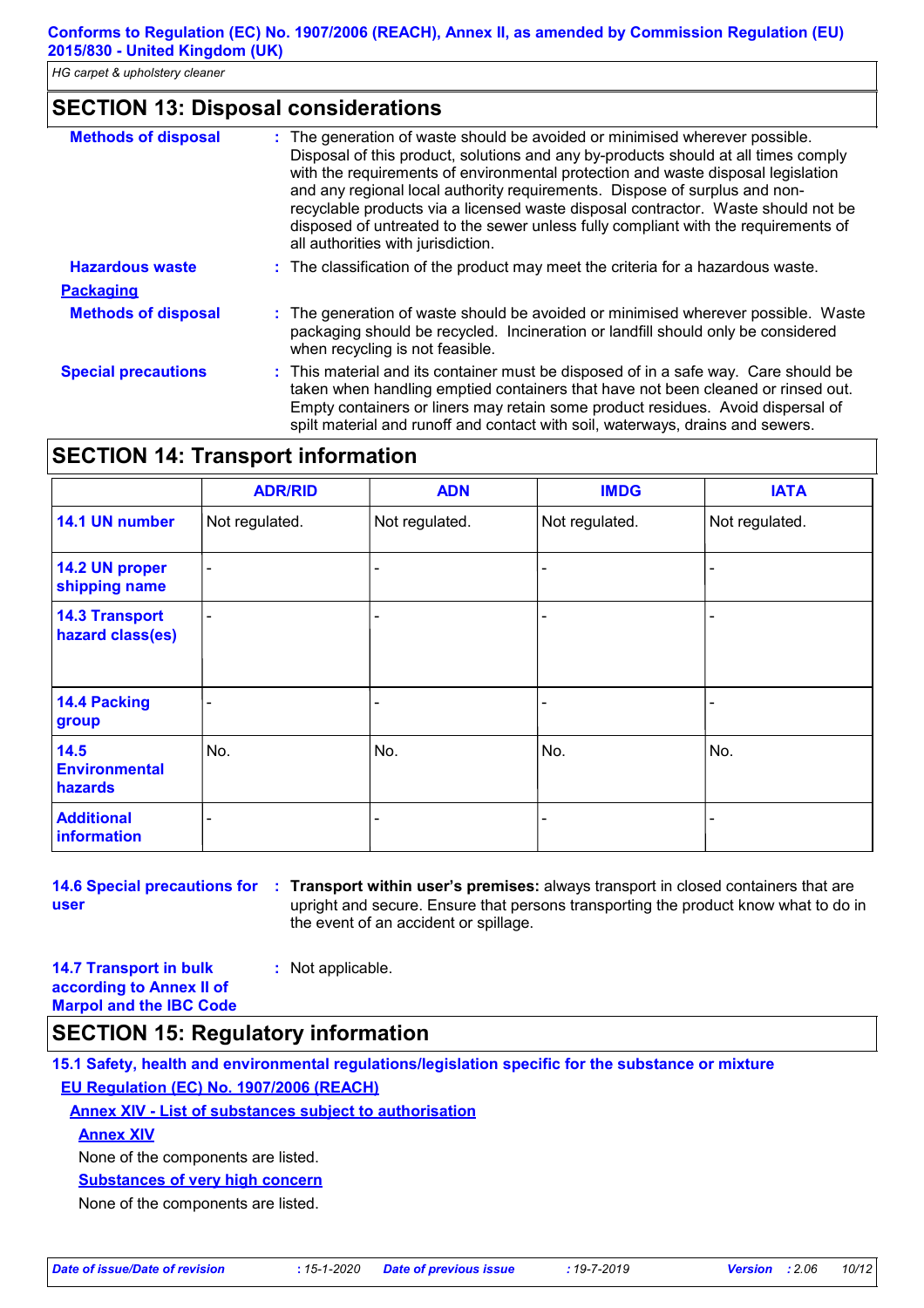## SECTION 13: Disposal considerations

**Methods of disposal** : The generation of waste should be avoided or minimised wherever possible. Disposal of this product, solutions and any by-products should at all times comply with the requirements of environmental protection and waste disposal legislation and any regional local authority requirements. Dispose of surplus and non-recyclable products via a licensed waste disposal contractor. Waste should not be disposed of untreated to the sewer unless fully compliant with the requirements of all authorities with jurisdiction.

**Hazardous waste** : The classification of the product may meet the criteria for a hazardous waste.

**Packaging**

**Methods of disposal** : The generation of waste should be avoided or minimised wherever possible. Waste packaging should be recycled. Incineration or landfill should only be considered when recycling is not feasible.

**Special precautions** : This material and its container must be disposed of in a safe way. Care should be taken when handling emptied containers that have not been cleaned or rinsed out. Empty containers or liners may retain some product residues. Avoid dispersal of spilt material and runoff and contact with soil, waterways, drains and sewers.

## SECTION 14: Transport information

| | ADR/RID | ADN | IMDG | IATA |
|---|---|---|---|---|
| **14.1 UN number** | Not regulated. | Not regulated. | Not regulated. | Not regulated. |
| **14.2 UN proper shipping name** | - | - | - | - |
| **14.3 Transport hazard class(es)** | - | - | - | - |
| **14.4 Packing group** | - | - | - | - |
| **14.5 Environmental hazards** | No. | No. | No. | No. |
| **Additional information** | - | - | - | - |

**14.6 Special precautions for user** : **Transport within user's premises:** always transport in closed containers that are upright and secure. Ensure that persons transporting the product know what to do in the event of an accident or spillage.

**14.7 Transport in bulk according to Annex II of Marpol and the IBC Code** : Not applicable.

## SECTION 15: Regulatory information

**15.1 Safety, health and environmental regulations/legislation specific for the substance or mixture**

**EU Regulation (EC) No. 1907/2006 (REACH)**

**Annex XIV - List of substances subject to authorisation**

**Annex XIV**

None of the components are listed.

**Substances of very high concern**

None of the components are listed.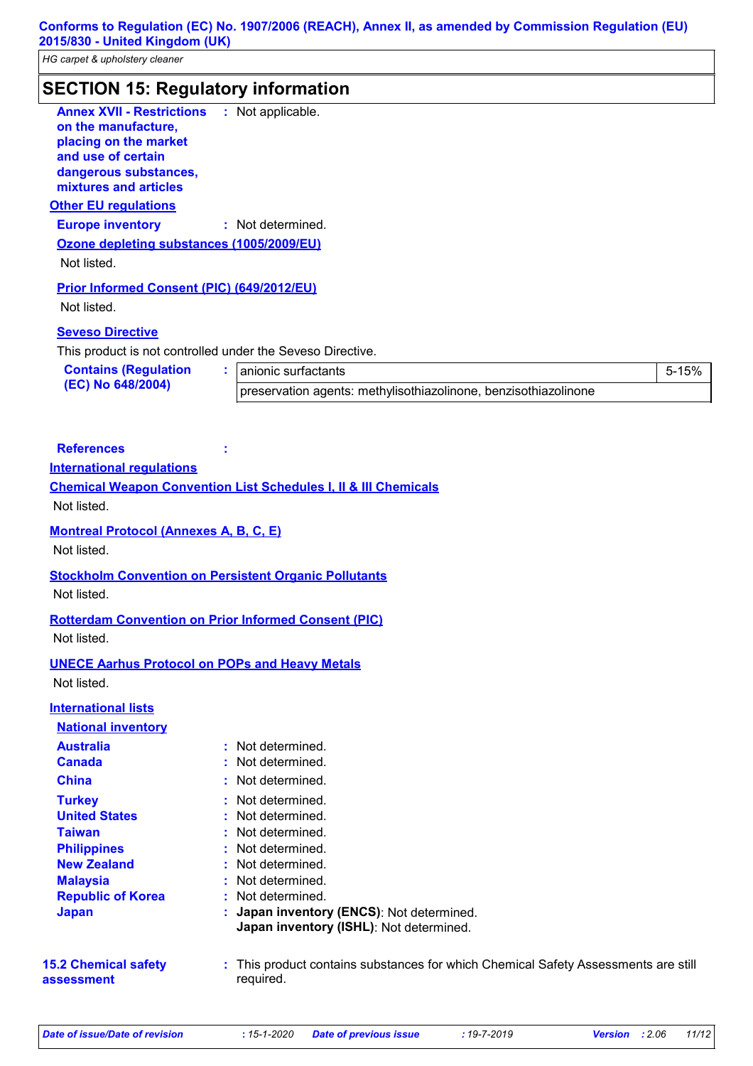## SECTION 15: Regulatory information

**Annex XVII - Restrictions on the manufacture, placing on the market and use of certain dangerous substances, mixtures and articles** : Not applicable.

**Other EU regulations**

**Europe inventory** : Not determined.

**Ozone depleting substances (1005/2009/EU)**

Not listed.

**Prior Informed Consent (PIC) (649/2012/EU)**

Not listed.

**Seveso Directive**

This product is not controlled under the Seveso Directive.

**Contains (Regulation (EC) No 648/2004)** :

| | |
|---|---|
| anionic surfactants | 5-15% |
| preservation agents: methylisothiazolinone, benzisothiazolinone | |

**References** :

**International regulations**

**Chemical Weapon Convention List Schedules I, II & III Chemicals**

Not listed.

**Montreal Protocol (Annexes A, B, C, E)**

Not listed.

**Stockholm Convention on Persistent Organic Pollutants**

Not listed.

**Rotterdam Convention on Prior Informed Consent (PIC)**

Not listed.

**UNECE Aarhus Protocol on POPs and Heavy Metals**

Not listed.

**International lists**

**National inventory**

**Australia** : Not determined.
**Canada** : Not determined.
**China** : Not determined.
**Turkey** : Not determined.
**United States** : Not determined.
**Taiwan** : Not determined.
**Philippines** : Not determined.
**New Zealand** : Not determined.
**Malaysia** : Not determined.
**Republic of Korea** : Not determined.
**Japan** : **Japan inventory (ENCS)**: Not determined.
**Japan inventory (ISHL)**: Not determined.

**15.2 Chemical safety assessment** : This product contains substances for which Chemical Safety Assessments are still required.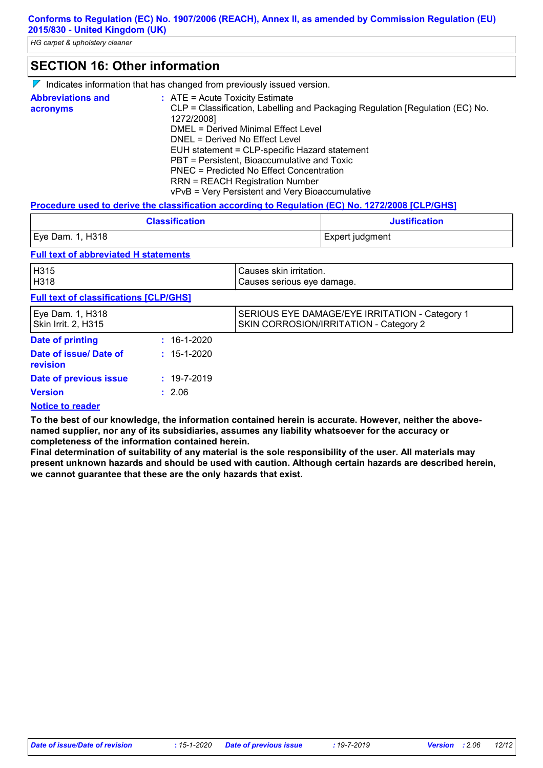## SECTION 16: Other information

Indicates information that has changed from previously issued version.

**Abbreviations and acronyms** : ATE = Acute Toxicity Estimate
CLP = Classification, Labelling and Packaging Regulation [Regulation (EC) No. 1272/2008]
DMEL = Derived Minimal Effect Level
DNEL = Derived No Effect Level
EUH statement = CLP-specific Hazard statement
PBT = Persistent, Bioaccumulative and Toxic
PNEC = Predicted No Effect Concentration
RRN = REACH Registration Number
vPvB = Very Persistent and Very Bioaccumulative

**Procedure used to derive the classification according to Regulation (EC) No. 1272/2008 [CLP/GHS]**

| Classification | Justification |
|---|---|
| Eye Dam. 1, H318 | Expert judgment |

**Full text of abbreviated H statements**

| | |
|---|---|
| H315<br>H318 | Causes skin irritation.<br>Causes serious eye damage. |

**Full text of classifications [CLP/GHS]**

| | |
|---|---|
| Eye Dam. 1, H318<br>Skin Irrit. 2, H315 | SERIOUS EYE DAMAGE/EYE IRRITATION - Category 1<br>SKIN CORROSION/IRRITATION - Category 2 |

**Date of printing** : 16-1-2020

**Date of issue/ Date of revision** : 15-1-2020

**Date of previous issue** : 19-7-2019

**Version** : 2.06

**Notice to reader**

**To the best of our knowledge, the information contained herein is accurate. However, neither the above-named supplier, nor any of its subsidiaries, assumes any liability whatsoever for the accuracy or completeness of the information contained herein.**
**Final determination of suitability of any material is the sole responsibility of the user. All materials may present unknown hazards and should be used with caution. Although certain hazards are described herein, we cannot guarantee that these are the only hazards that exist.**